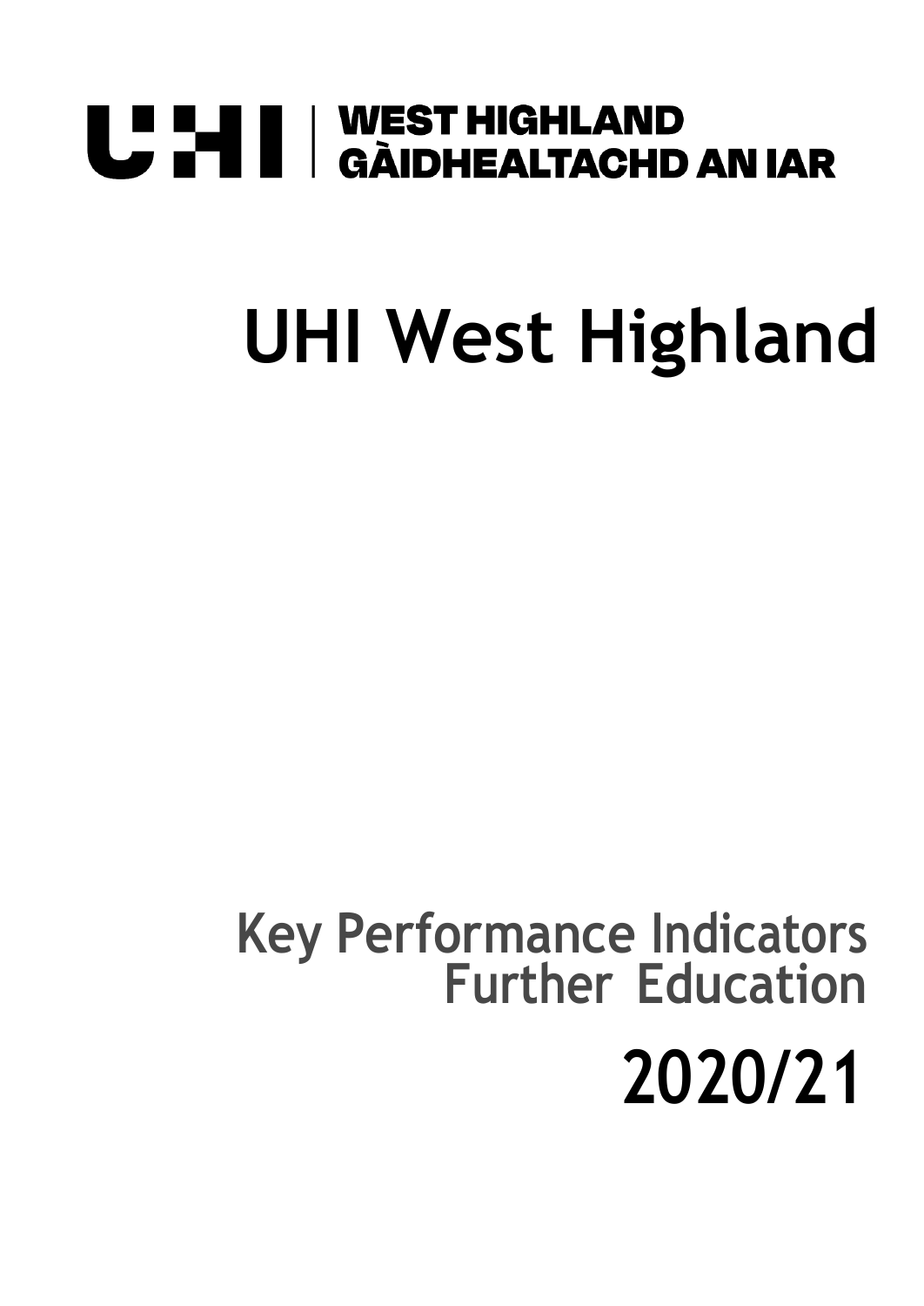UHI | WEST HIGHLAND
GÀIDHEALTACHD AN IAR

# UHI West Highland

## Key Performance Indicators
## Further Education

# 2020/21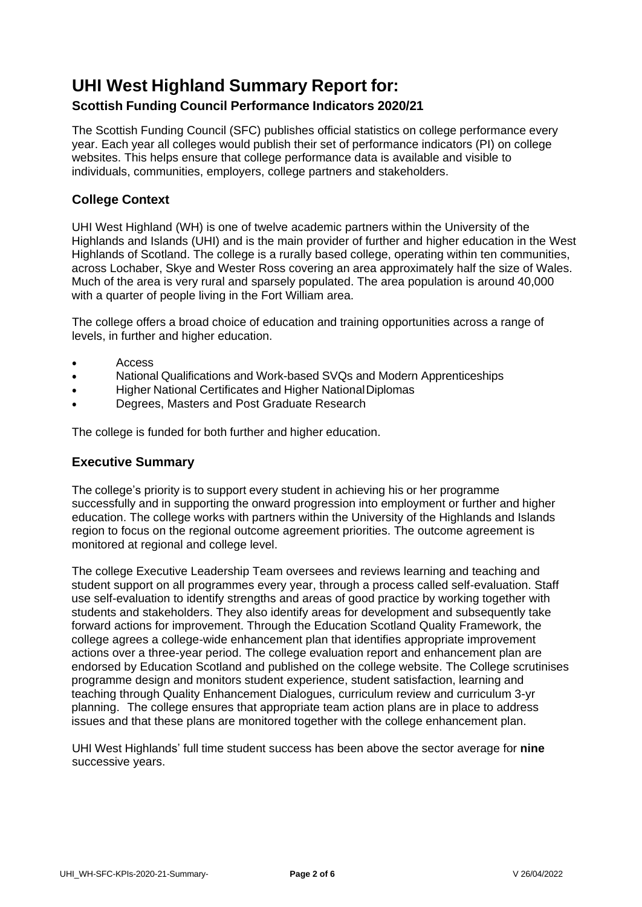# UHI West Highland Summary Report for:

### Scottish Funding Council Performance Indicators 2020/21

The Scottish Funding Council (SFC) publishes official statistics on college performance every year. Each year all colleges would publish their set of performance indicators (PI) on college websites. This helps ensure that college performance data is available and visible to individuals, communities, employers, college partners and stakeholders.

## College Context

UHI West Highland (WH) is one of twelve academic partners within the University of the Highlands and Islands (UHI) and is the main provider of further and higher education in the West Highlands of Scotland. The college is a rurally based college, operating within ten communities, across Lochaber, Skye and Wester Ross covering an area approximately half the size of Wales. Much of the area is very rural and sparsely populated. The area population is around 40,000 with a quarter of people living in the Fort William area.

The college offers a broad choice of education and training opportunities across a range of levels, in further and higher education.

- Access
- National Qualifications and Work-based SVQs and Modern Apprenticeships
- Higher National Certificates and Higher National Diplomas
- Degrees, Masters and Post Graduate Research

The college is funded for both further and higher education.

## Executive Summary

The college's priority is to support every student in achieving his or her programme successfully and in supporting the onward progression into employment or further and higher education. The college works with partners within the University of the Highlands and Islands region to focus on the regional outcome agreement priorities. The outcome agreement is monitored at regional and college level.

The college Executive Leadership Team oversees and reviews learning and teaching and student support on all programmes every year, through a process called self-evaluation. Staff use self-evaluation to identify strengths and areas of good practice by working together with students and stakeholders. They also identify areas for development and subsequently take forward actions for improvement. Through the Education Scotland Quality Framework, the college agrees a college-wide enhancement plan that identifies appropriate improvement actions over a three-year period. The college evaluation report and enhancement plan are endorsed by Education Scotland and published on the college website. The College scrutinises programme design and monitors student experience, student satisfaction, learning and teaching through Quality Enhancement Dialogues, curriculum review and curriculum 3-yr planning. The college ensures that appropriate team action plans are in place to address issues and that these plans are monitored together with the college enhancement plan.

UHI West Highlands' full time student success has been above the sector average for **nine** successive years.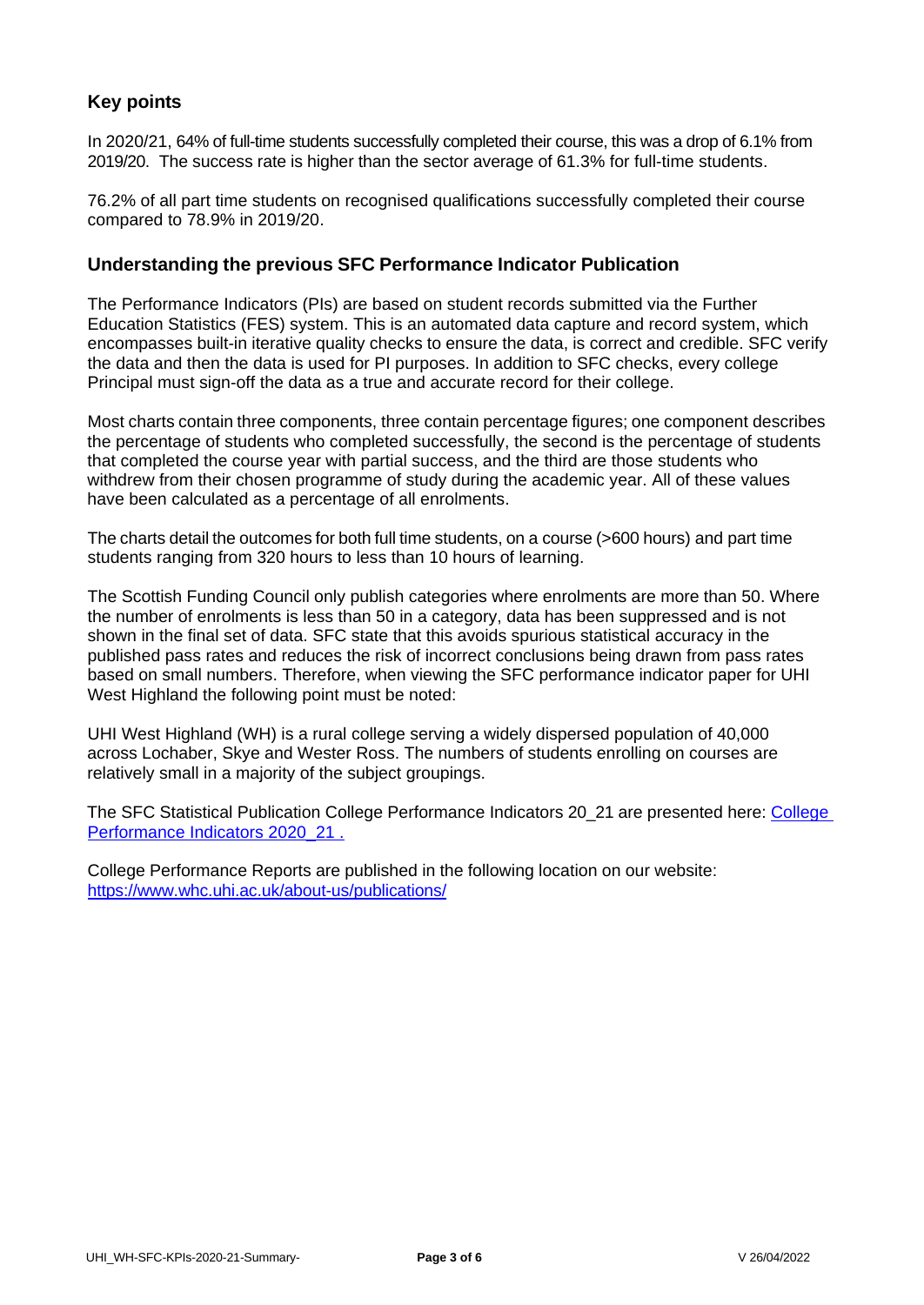## Key points

In 2020/21, 64% of full-time students successfully completed their course, this was a drop of 6.1% from 2019/20. The success rate is higher than the sector average of 61.3% for full-time students.

76.2% of all part time students on recognised qualifications successfully completed their course compared to 78.9% in 2019/20.

## Understanding the previous SFC Performance Indicator Publication

The Performance Indicators (PIs) are based on student records submitted via the Further Education Statistics (FES) system. This is an automated data capture and record system, which encompasses built-in iterative quality checks to ensure the data, is correct and credible. SFC verify the data and then the data is used for PI purposes. In addition to SFC checks, every college Principal must sign-off the data as a true and accurate record for their college.

Most charts contain three components, three contain percentage figures; one component describes the percentage of students who completed successfully, the second is the percentage of students that completed the course year with partial success, and the third are those students who withdrew from their chosen programme of study during the academic year. All of these values have been calculated as a percentage of all enrolments.

The charts detail the outcomes for both full time students, on a course (>600 hours) and part time students ranging from 320 hours to less than 10 hours of learning.

The Scottish Funding Council only publish categories where enrolments are more than 50. Where the number of enrolments is less than 50 in a category, data has been suppressed and is not shown in the final set of data. SFC state that this avoids spurious statistical accuracy in the published pass rates and reduces the risk of incorrect conclusions being drawn from pass rates based on small numbers. Therefore, when viewing the SFC performance indicator paper for UHI West Highland the following point must be noted:

UHI West Highland (WH) is a rural college serving a widely dispersed population of 40,000 across Lochaber, Skye and Wester Ross. The numbers of students enrolling on courses are relatively small in a majority of the subject groupings.

The SFC Statistical Publication College Performance Indicators 20_21 are presented here: [College Performance Indicators 2020_21 .]

College Performance Reports are published in the following location on our website: https://www.whc.uhi.ac.uk/about-us/publications/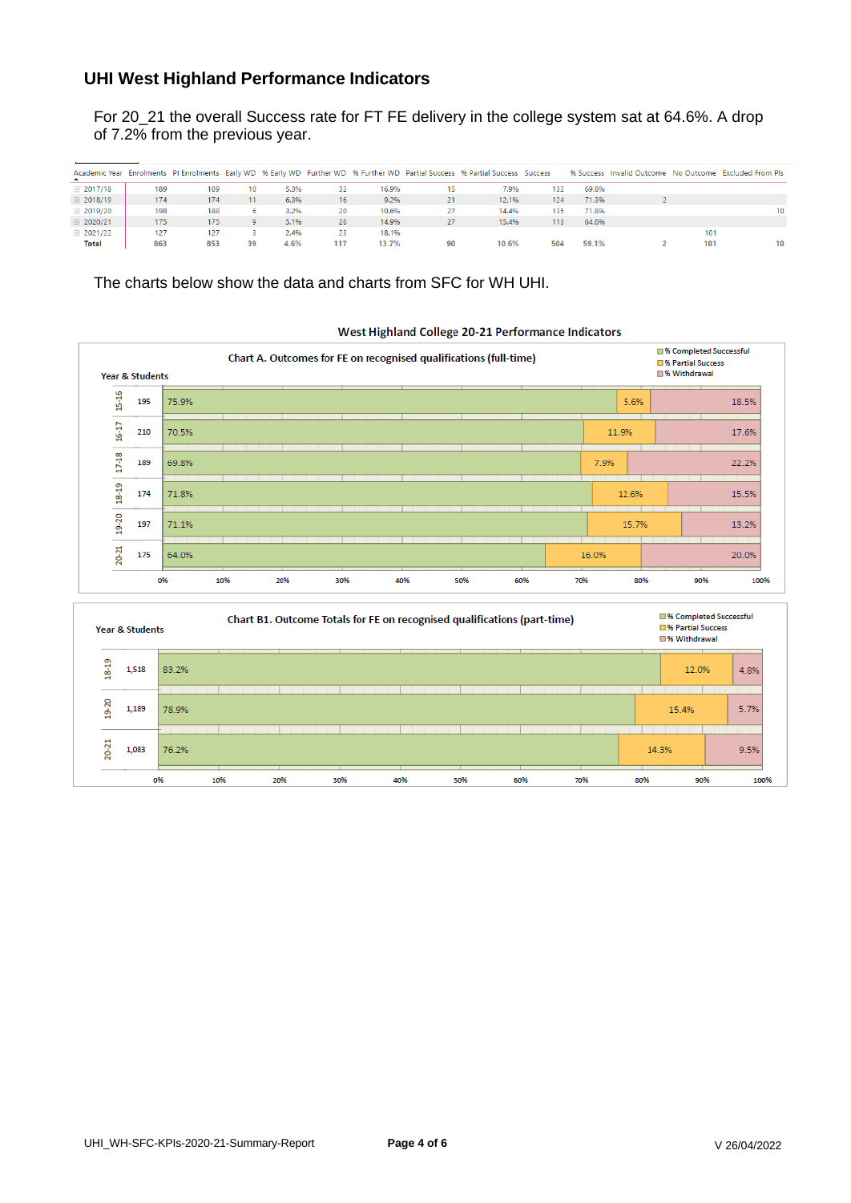## UHI West Highland Performance Indicators

For 20_21 the overall Success rate for FT FE delivery in the college system sat at 64.6%. A drop of 7.2% from the previous year.

| Academic Year | Enrolments | PI Enrolments | Early WD | % Early WD | Further WD | % Further WD | Partial Success | % Partial Success | Success | % Success | Invalid Outcome | No Outcome | Excluded From PIs |
|---|---|---|---|---|---|---|---|---|---|---|---|---|---|
| 2017/18 | 189 | 189 | 10 | 5.3% | 32 | 16.9% | 15 | 7.9% | 132 | 69.8% | | | |
| 2018/19 | 174 | 174 | 11 | 6.3% | 16 | 9.2% | 21 | 12.1% | 124 | 71.3% | 2 | | |
| 2019/20 | 198 | 188 | 6 | 3.2% | 20 | 10.6% | 27 | 14.4% | 135 | 71.8% | | | 10 |
| 2020/21 | 175 | 175 | 9 | 5.1% | 26 | 14.9% | 27 | 15.4% | 113 | 64.6% | | | |
| 2021/22 | 127 | 127 | 3 | 2.4% | 23 | 18.1% | | | | | | 101 | |
| **Total** | **863** | **853** | **39** | **4.6%** | **117** | **13.7%** | **90** | **10.6%** | **504** | **59.1%** | **2** | **101** | **10** |

The charts below show the data and charts from SFC for WH UHI.

### West Highland College 20-21 Performance Indicators

**Chart A. Outcomes for FE on recognised qualifications (full-time)**

| Year | Students | % Completed Successful | % Partial Success | % Withdrawal |
|---|---|---|---|---|
| 15-16 | 195 | 75.9% | 5.6% | 18.5% |
| 16-17 | 210 | 70.5% | 11.9% | 17.6% |
| 17-18 | 189 | 69.8% | 7.9% | 22.2% |
| 18-19 | 174 | 71.8% | 12.6% | 15.5% |
| 19-20 | 197 | 71.1% | 15.7% | 13.2% |
| 20-21 | 175 | 64.0% | 16.0% | 20.0% |

**Chart B1. Outcome Totals for FE on recognised qualifications (part-time)**

| Year | Students | % Completed Successful | % Partial Success | % Withdrawal |
|---|---|---|---|---|
| 18-19 | 1,518 | 83.2% | 12.0% | 4.8% |
| 19-20 | 1,189 | 78.9% | 15.4% | 5.7% |
| 20-21 | 1,083 | 76.2% | 14.3% | 9.5% |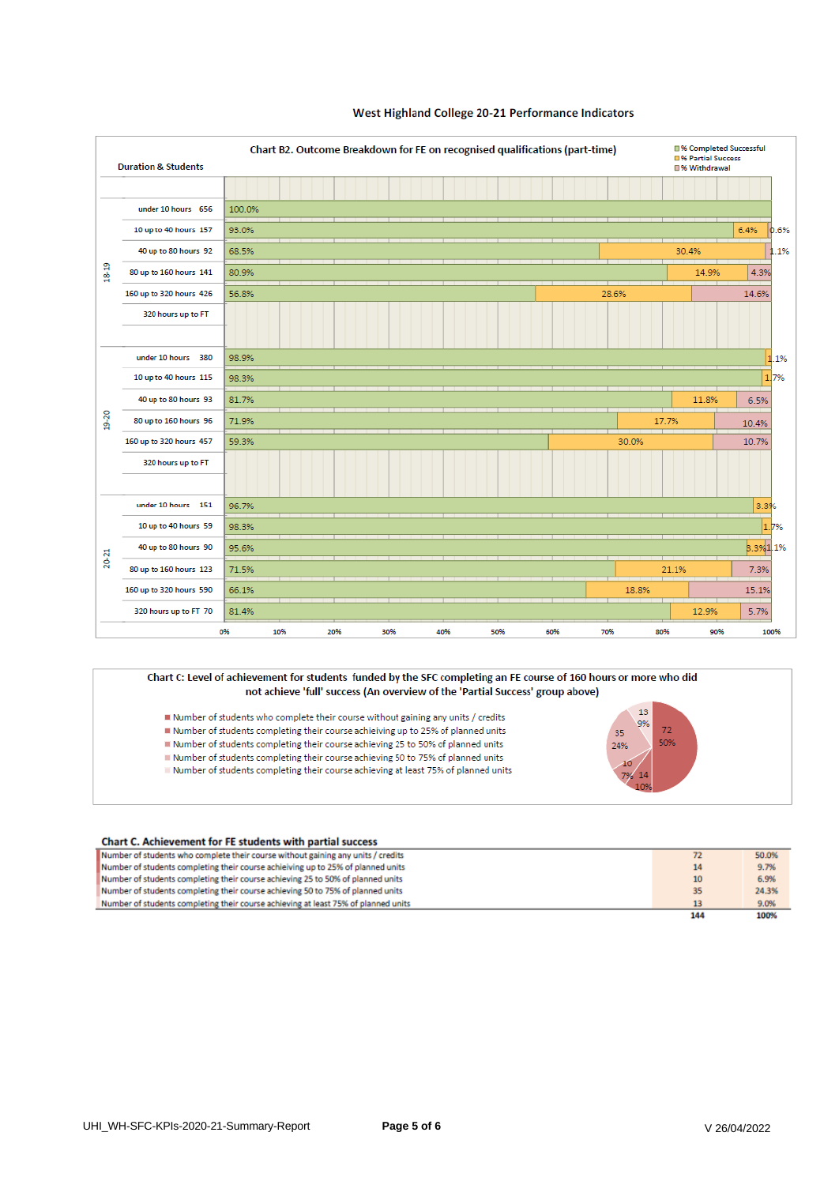# West Highland College 20-21 Performance Indicators

## Chart B2. Outcome Breakdown for FE on recognised qualifications (part-time)

| Year | Duration & Students | | % Completed Successful | % Partial Success | % Withdrawal |
|---|---|---|---|---|---|
| 18-19 | under 10 hours | 656 | 100.0% | | |
| | 10 up to 40 hours | 157 | 93.0% | 6.4% | 0.6% |
| | 40 up to 80 hours | 92 | 68.5% | 30.4% | 1.1% |
| | 80 up to 160 hours | 141 | 80.9% | 14.9% | 4.3% |
| | 160 up to 320 hours | 426 | 56.8% | 28.6% | 14.6% |
| | 320 hours up to FT | | | | |
| 19-20 | under 10 hours | 380 | 98.9% | | 1.1% |
| | 10 up to 40 hours | 115 | 98.3% | | 1.7% |
| | 40 up to 80 hours | 93 | 81.7% | 11.8% | 6.5% |
| | 80 up to 160 hours | 96 | 71.9% | 17.7% | 10.4% |
| | 160 up to 320 hours | 457 | 59.3% | 30.0% | 10.7% |
| | 320 hours up to FT | | | | |
| 20-21 | under 10 hours | 151 | 96.7% | 3.3% | |
| | 10 up to 40 hours | 59 | 98.3% | 1.7% | |
| | 40 up to 80 hours | 90 | 95.6% | 3.3% | 1.1% |
| | 80 up to 160 hours | 123 | 71.5% | 21.1% | 7.3% |
| | 160 up to 320 hours | 590 | 66.1% | 18.8% | 15.1% |
| | 320 hours up to FT | 70 | 81.4% | 12.9% | 5.7% |

## Chart C: Level of achievement for students funded by the SFC completing an FE course of 160 hours or more who did not achieve 'full' success (An overview of the 'Partial Success' group above)

- Number of students who complete their course without gaining any units / credits
- Number of students completing their course achieving up to 25% of planned units
- Number of students completing their course achieving 25 to 50% of planned units
- Number of students completing their course achieving 50 to 75% of planned units
- Number of students completing their course achieving at least 75% of planned units

## Chart C. Achievement for FE students with partial success

| | | |
|---|---|---|
| Number of students who complete their course without gaining any units / credits | 72 | 50.0% |
| Number of students completing their course achieving up to 25% of planned units | 14 | 9.7% |
| Number of students completing their course achieving 25 to 50% of planned units | 10 | 6.9% |
| Number of students completing their course achieving 50 to 75% of planned units | 35 | 24.3% |
| Number of students completing their course achieving at least 75% of planned units | 13 | 9.0% |
| | **144** | **100%** |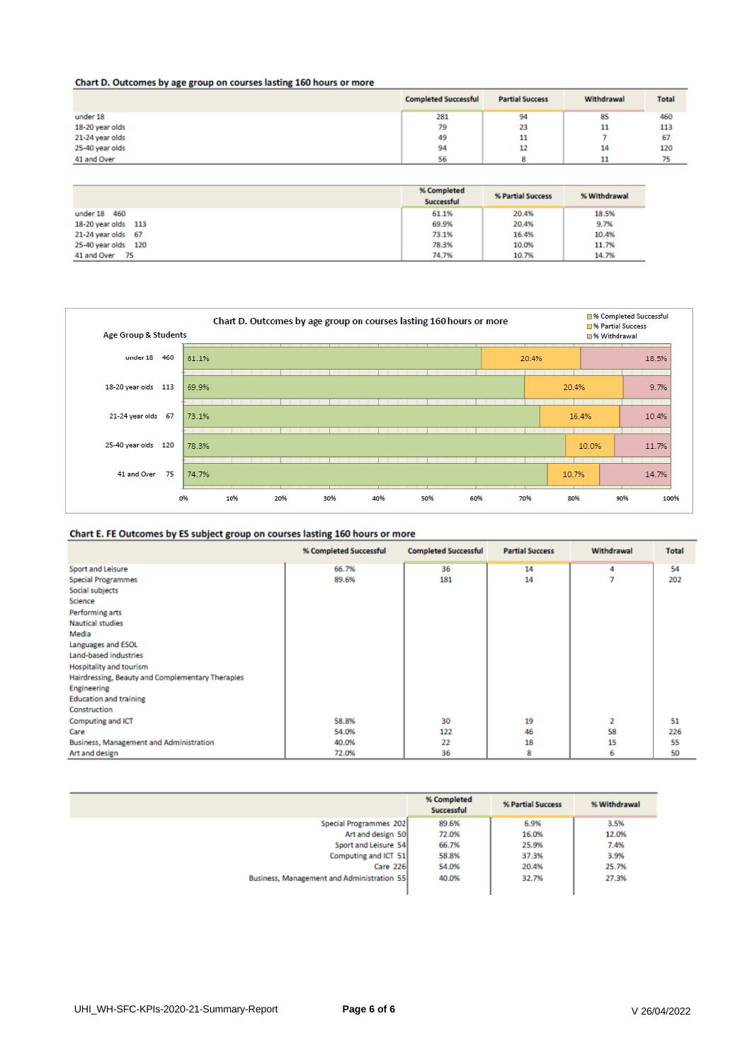**Chart D. Outcomes by age group on courses lasting 160 hours or more**

| | Completed Successful | Partial Success | Withdrawal | Total |
|---|---|---|---|---|
| under 18 | 281 | 94 | 85 | 460 |
| 18-20 year olds | 79 | 23 | 11 | 113 |
| 21-24 year olds | 49 | 11 | 7 | 67 |
| 25-40 year olds | 94 | 12 | 14 | 120 |
| 41 and Over | 56 | 8 | 11 | 75 |

| | % Completed Successful | % Partial Success | % Withdrawal |
|---|---|---|---|
| under 18 460 | 61.1% | 20.4% | 18.5% |
| 18-20 year olds 113 | 69.9% | 20.4% | 9.7% |
| 21-24 year olds 67 | 73.1% | 16.4% | 10.4% |
| 25-40 year olds 120 | 78.3% | 10.0% | 11.7% |
| 41 and Over 75 | 74.7% | 10.7% | 14.7% |

**Chart D. Outcomes by age group on courses lasting 160 hours or more**

Age Group & Students

| Age Group & Students | % Completed Successful | % Partial Success | % Withdrawal |
|---|---|---|---|
| under 18 460 | 61.1% | 20.4% | 18.5% |
| 18-20 year olds 113 | 69.9% | 20.4% | 9.7% |
| 21-24 year olds 67 | 73.1% | 16.4% | 10.4% |
| 25-40 year olds 120 | 78.3% | 10.0% | 11.7% |
| 41 and Over 75 | 74.7% | 10.7% | 14.7% |

**Chart E. FE Outcomes by ES subject group on courses lasting 160 hours or more**

| | % Completed Successful | Completed Successful | Partial Success | Withdrawal | Total |
|---|---|---|---|---|---|
| Sport and Leisure | 66.7% | 36 | 14 | 4 | 54 |
| Special Programmes | 89.6% | 181 | 14 | 7 | 202 |
| Social subjects | | | | | |
| Science | | | | | |
| Performing arts | | | | | |
| Nautical studies | | | | | |
| Media | | | | | |
| Languages and ESOL | | | | | |
| Land-based industries | | | | | |
| Hospitality and tourism | | | | | |
| Hairdressing, Beauty and Complementary Therapies | | | | | |
| Engineering | | | | | |
| Education and training | | | | | |
| Construction | | | | | |
| Computing and ICT | 58.8% | 30 | 19 | 2 | 51 |
| Care | 54.0% | 122 | 46 | 58 | 226 |
| Business, Management and Administration | 40.0% | 22 | 18 | 15 | 55 |
| Art and design | 72.0% | 36 | 8 | 6 | 50 |

| | % Completed Successful | % Partial Success | % Withdrawal |
|---|---|---|---|
| Special Programmes 202 | 89.6% | 6.9% | 3.5% |
| Art and design 50 | 72.0% | 16.0% | 12.0% |
| Sport and Leisure 54 | 66.7% | 25.9% | 7.4% |
| Computing and ICT 51 | 58.8% | 37.3% | 3.9% |
| Care 226 | 54.0% | 20.4% | 25.7% |
| Business, Management and Administration 55 | 40.0% | 32.7% | 27.3% |

UHI_WH-SFC-KPIs-2020-21-Summary-Report

V 26/04/2022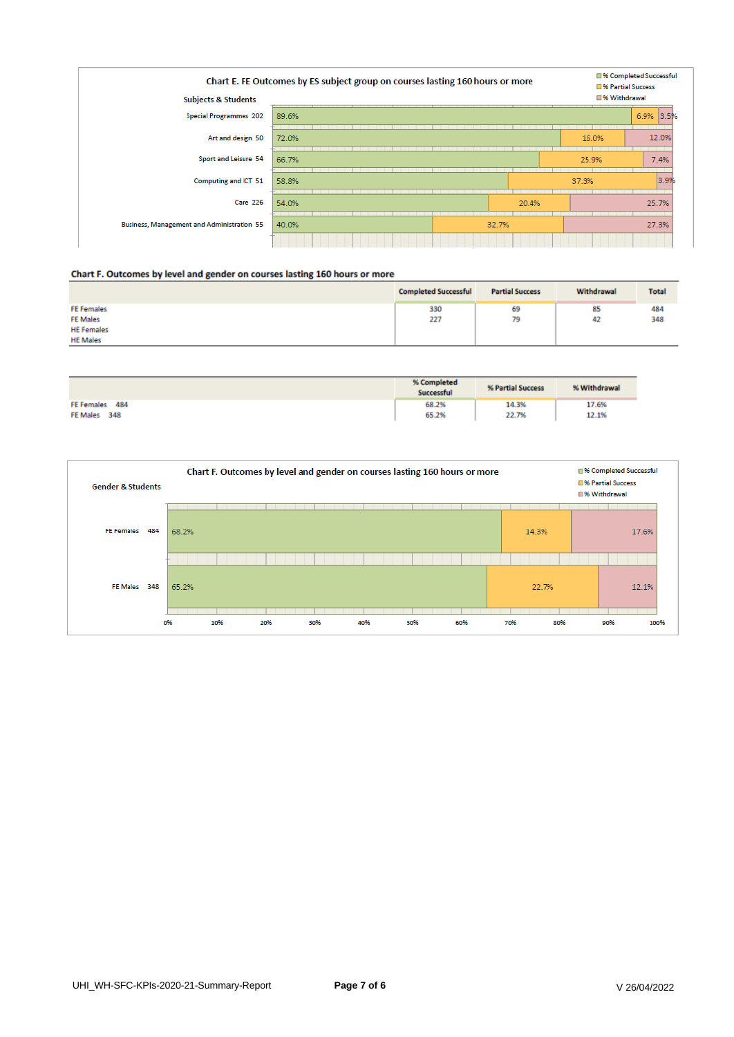**Chart E. FE Outcomes by ES subject group on courses lasting 160 hours or more**

| Subjects & Students | | % Completed Successful | % Partial Success | % Withdrawal |
|---|---|---|---|---|
| Special Programmes | 202 | 89.6% | 6.9% | 3.5% |
| Art and design | 50 | 72.0% | 16.0% | 12.0% |
| Sport and Leisure | 54 | 66.7% | 25.9% | 7.4% |
| Computing and ICT | 51 | 58.8% | 37.3% | 3.9% |
| Care | 226 | 54.0% | 20.4% | 25.7% |
| Business, Management and Administration | 55 | 40.0% | 32.7% | 27.3% |

**Chart F. Outcomes by level and gender on courses lasting 160 hours or more**

| | Completed Successful | Partial Success | Withdrawal | Total |
|---|---|---|---|---|
| FE Females | 330 | 69 | 85 | 484 |
| FE Males | 227 | 79 | 42 | 348 |
| HE Females | | | | |
| HE Males | | | | |

| | | % Completed Successful | % Partial Success | % Withdrawal |
|---|---|---|---|---|
| FE Females | 484 | 68.2% | 14.3% | 17.6% |
| FE Males | 348 | 65.2% | 22.7% | 12.1% |

**Chart F. Outcomes by level and gender on courses lasting 160 hours or more**

| Gender & Students | | % Completed Successful | % Partial Success | % Withdrawal |
|---|---|---|---|---|
| FE Females | 484 | 68.2% | 14.3% | 17.6% |
| FE Males | 348 | 65.2% | 22.7% | 12.1% |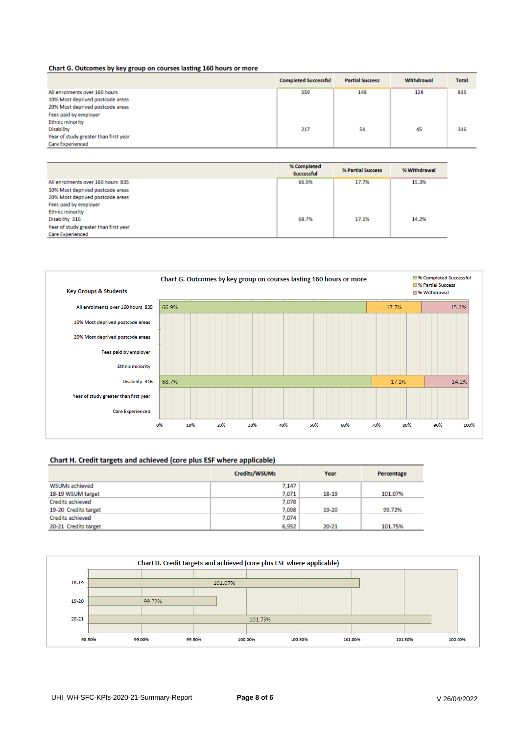## Chart G. Outcomes by key group on courses lasting 160 hours or more

| | Completed Successful | Partial Success | Withdrawal | Total |
|---|---|---|---|---|
| All enrolments over 160 hours | 559 | 148 | 128 | 835 |
| 10% Most deprived postcode areas | | | | |
| 20% Most deprived postcode areas | | | | |
| Fees paid by employer | | | | |
| Ethnic minority | | | | |
| Disability | 217 | 54 | 45 | 316 |
| Year of study greater than first year | | | | |
| Care Experienced | | | | |

| | % Completed Successful | % Partial Success | % Withdrawal |
|---|---|---|---|
| All enrolments over 160 hours 835 | 66.9% | 17.7% | 15.3% |
| 10% Most deprived postcode areas | | | |
| 20% Most deprived postcode areas | | | |
| Fees paid by employer | | | |
| Ethnic minority | | | |
| Disability 316 | 68.7% | 17.1% | 14.2% |
| Year of study greater than first year | | | |
| Care Experienced | | | |

**Chart G. Outcomes by key group on courses lasting 160 hours or more**

Key Groups & Students

| Key Groups & Students | % Completed Successful | % Partial Success | % Withdrawal |
|---|---|---|---|
| All enrolments over 160 hours 835 | 66.9% | 17.7% | 15.3% |
| 10% Most deprived postcode areas | | | |
| 20% Most deprived postcode areas | | | |
| Fees paid by employer | | | |
| Ethnic minority | | | |
| Disability 316 | 68.7% | 17.1% | 14.2% |
| Year of study greater than first year | | | |
| Care Experienced | | | |

## Chart H. Credit targets and achieved (core plus ESF where applicable)

| | Credits/WSUMs | Year | Percentage |
|---|---|---|---|
| WSUMs achieved | 7,147 | | |
| 18-19 WSUM target | 7,071 | 18-19 | 101.07% |
| Credits achieved | 7,078 | | |
| 19-20 Credits target | 7,098 | 19-20 | 99.72% |
| Credits achieved | 7,074 | | |
| 20-21 Credits target | 6,952 | 20-21 | 101.75% |

**Chart H. Credit targets and achieved (core plus ESF where applicable)**

| Year | Percentage |
|---|---|
| 18-19 | 101.07% |
| 19-20 | 99.72% |
| 20-21 | 101.75% |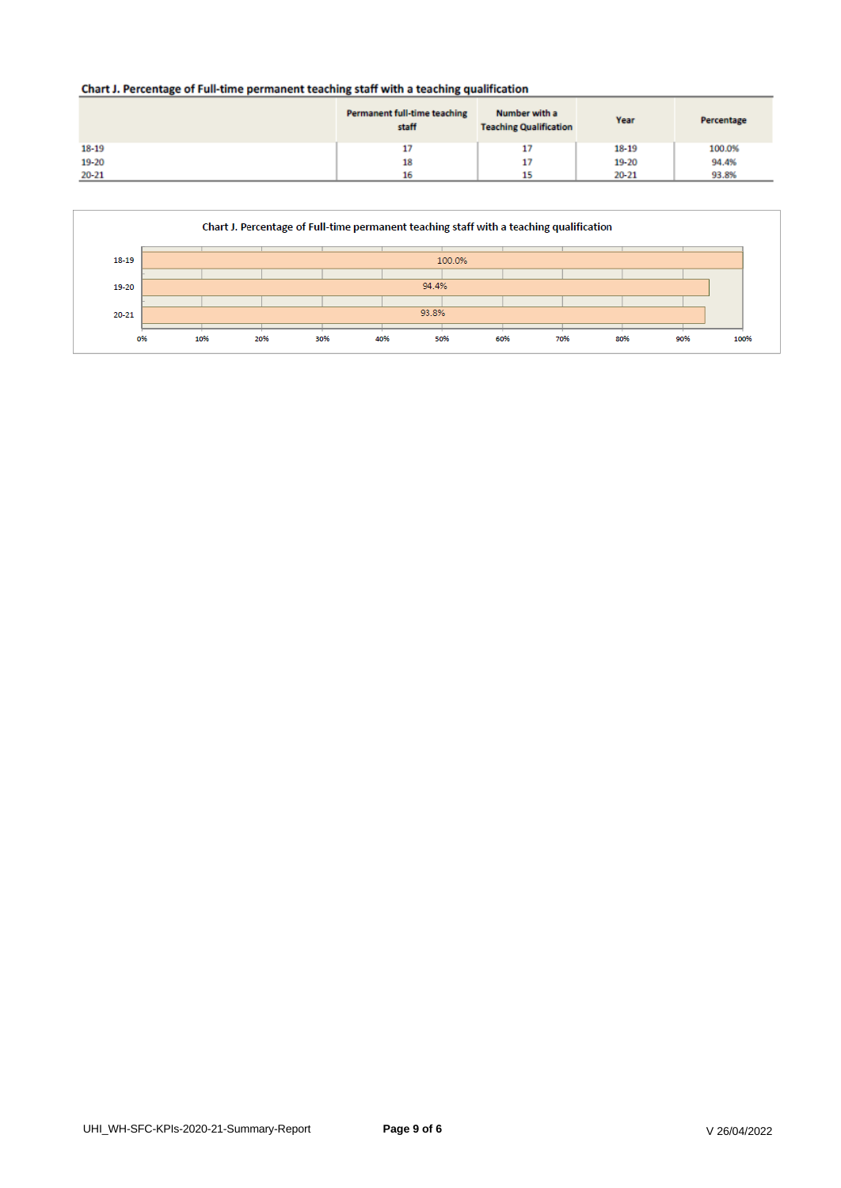**Chart J. Percentage of Full-time permanent teaching staff with a teaching qualification**

| | Permanent full-time teaching staff | Number with a Teaching Qualification | Year | Percentage |
|---|---|---|---|---|
| 18-19 | 17 | 17 | 18-19 | 100.0% |
| 19-20 | 18 | 17 | 19-20 | 94.4% |
| 20-21 | 16 | 15 | 20-21 | 93.8% |

Chart J. Percentage of Full-time permanent teaching staff with a teaching qualification

18-19
100.0%
19-20
94.4%
20-21
93.8%

0%
10%
20%
30%
40%
50%
60%
70%
80%
90%
100%